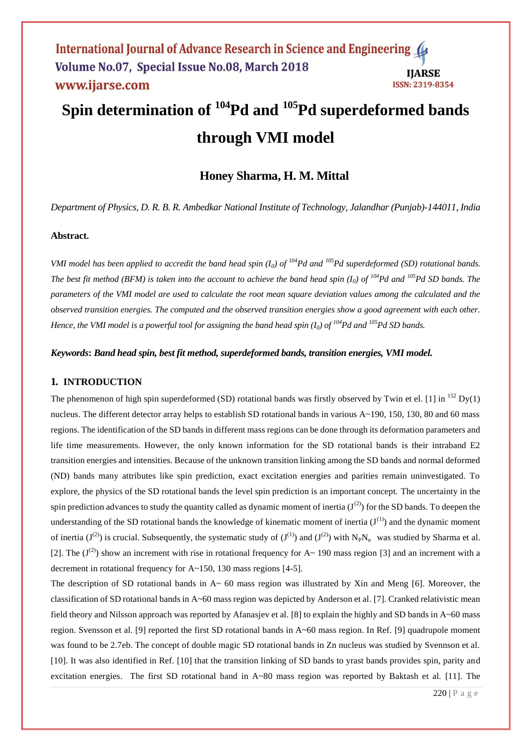# Spin determination of $^{104}$Pd and $^{105}$Pd superdeformed bands through VMI model

## Honey Sharma, H. M. Mittal

*Department of Physics, D. R. B. R. Ambedkar National Institute of Technology, Jalandhar (Punjab)-144011, India*

**Abstract.**

*VMI model has been applied to accredit the band head spin ($I_0$) of $^{104}$Pd and $^{105}$Pd superdeformed (SD) rotational bands. The best fit method (BFM) is taken into the account to achieve the band head spin ($I_0$) of $^{104}$Pd and $^{105}$Pd SD bands. The parameters of the VMI model are used to calculate the root mean square deviation values among the calculated and the observed transition energies. The computed and the observed transition energies show a good agreement with each other. Hence, the VMI model is a powerful tool for assigning the band head spin ($I_0$) of $^{104}$Pd and $^{105}$Pd SD bands.*

***Keywords*: *Band head spin, best fit method, superdeformed bands, transition energies, VMI model.***

### 1. INTRODUCTION

The phenomenon of high spin superdeformed (SD) rotational bands was firstly observed by Twin et el. [1] in $^{152}$Dy(1) nucleus. The different detector array helps to establish SD rotational bands in various A~190, 150, 130, 80 and 60 mass regions. The identification of the SD bands in different mass regions can be done through its deformation parameters and life time measurements. However, the only known information for the SD rotational bands is their intraband E2 transition energies and intensities. Because of the unknown transition linking among the SD bands and normal deformed (ND) bands many attributes like spin prediction, exact excitation energies and parities remain uninvestigated. To explore, the physics of the SD rotational bands the level spin prediction is an important concept. The uncertainty in the spin prediction advances to study the quantity called as dynamic moment of inertia ($J^{(2)}$) for the SD bands. To deepen the understanding of the SD rotational bands the knowledge of kinematic moment of inertia ($J^{(1)}$) and the dynamic moment of inertia ($J^{(2)}$) is crucial. Subsequently, the systematic study of ($J^{(1)}$) and ($J^{(2)}$) with $N_pN_n$ was studied by Sharma et al. [2]. The ($J^{(2)}$) show an increment with rise in rotational frequency for A~ 190 mass region [3] and an increment with a decrement in rotational frequency for A~150, 130 mass regions [4-5].

The description of SD rotational bands in A~ 60 mass region was illustrated by Xin and Meng [6]. Moreover, the classification of SD rotational bands in A~60 mass region was depicted by Anderson et al. [7]. Cranked relativistic mean field theory and Nilsson approach was reported by Afanasjev et al. [8] to explain the highly and SD bands in A~60 mass region. Svensson et al. [9] reported the first SD rotational bands in A~60 mass region. In Ref. [9] quadrupole moment was found to be 2.7eb. The concept of double magic SD rotational bands in Zn nucleus was studied by Svennson et al. [10]. It was also identified in Ref. [10] that the transition linking of SD bands to yrast bands provides spin, parity and excitation energies. The first SD rotational band in A~80 mass region was reported by Baktash et al. [11]. The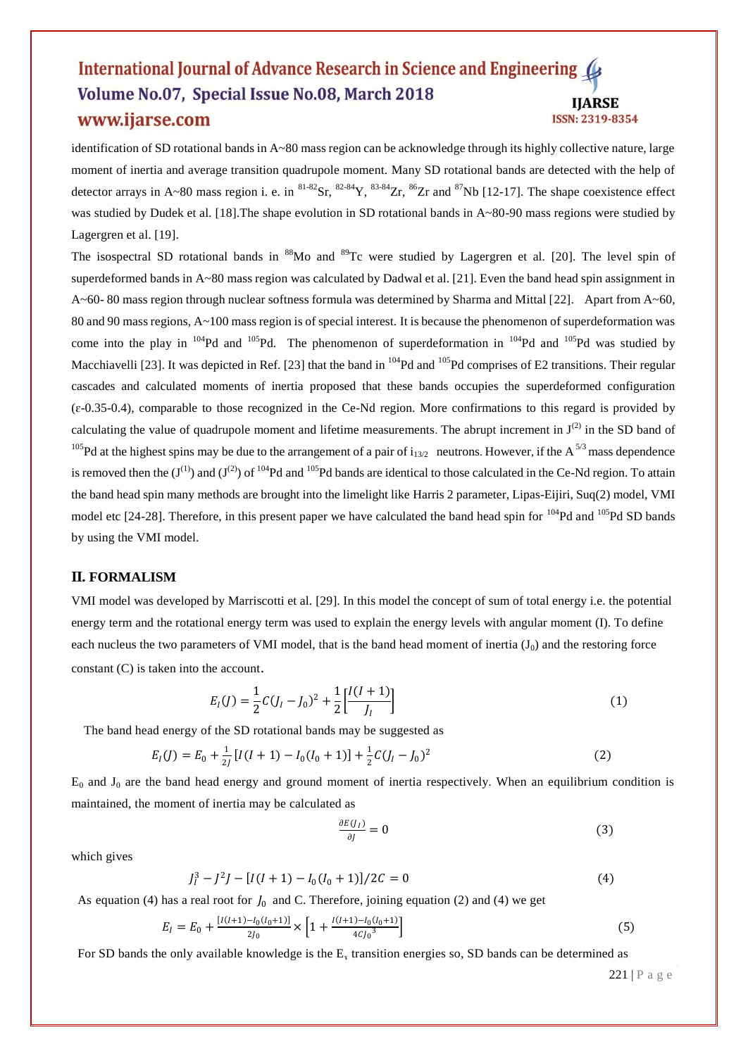identification of SD rotational bands in A~80 mass region can be acknowledge through its highly collective nature, large moment of inertia and average transition quadrupole moment. Many SD rotational bands are detected with the help of detector arrays in A~80 mass region i. e. in $^{81-82}$Sr, $^{82-84}$Y, $^{83-84}$Zr, $^{86}$Zr and $^{87}$Nb [12-17]. The shape coexistence effect was studied by Dudek et al. [18].The shape evolution in SD rotational bands in A~80-90 mass regions were studied by Lagergren et al. [19].

The isospectral SD rotational bands in $^{88}$Mo and $^{89}$Tc were studied by Lagergren et al. [20]. The level spin of superdeformed bands in A~80 mass region was calculated by Dadwal et al. [21]. Even the band head spin assignment in A~60- 80 mass region through nuclear softness formula was determined by Sharma and Mittal [22]. Apart from A~60, 80 and 90 mass regions, A~100 mass region is of special interest. It is because the phenomenon of superdeformation was come into the play in $^{104}$Pd and $^{105}$Pd. The phenomenon of superdeformation in $^{104}$Pd and $^{105}$Pd was studied by Macchiavelli [23]. It was depicted in Ref. [23] that the band in $^{104}$Pd and $^{105}$Pd comprises of E2 transitions. Their regular cascades and calculated moments of inertia proposed that these bands occupies the superdeformed configuration (ε-0.35-0.4), comparable to those recognized in the Ce-Nd region. More confirmations to this regard is provided by calculating the value of quadrupole moment and lifetime measurements. The abrupt increment in $J^{(2)}$ in the SD band of $^{105}$Pd at the highest spins may be due to the arrangement of a pair of $i_{13/2}$ neutrons. However, if the $A^{5/3}$ mass dependence is removed then the $(J^{(1)})$ and $(J^{(2)})$ of $^{104}$Pd and $^{105}$Pd bands are identical to those calculated in the Ce-Nd region. To attain the band head spin many methods are brought into the limelight like Harris 2 parameter, Lipas-Eijiri, Suq(2) model, VMI model etc [24-28]. Therefore, in this present paper we have calculated the band head spin for $^{104}$Pd and $^{105}$Pd SD bands by using the VMI model.

## II. FORMALISM

VMI model was developed by Marriscotti et al. [29]. In this model the concept of sum of total energy i.e. the potential energy term and the rotational energy term was used to explain the energy levels with angular moment (I). To define each nucleus the two parameters of VMI model, that is the band head moment of inertia ($J_0$) and the restoring force constant (C) is taken into the account.

$$E_I(J) = \frac{1}{2}C(J_I - J_0)^2 + \frac{1}{2}\left[\frac{I(I+1)}{J_I}\right] \tag{1}$$

The band head energy of the SD rotational bands may be suggested as

$$E_I(J) = E_0 + \frac{1}{2J}\left[I(I+1) - I_0(I_0+1)\right] + \frac{1}{2}C(J_I - J_0)^2 \tag{2}$$

$E_0$ and $J_0$ are the band head energy and ground moment of inertia respectively. When an equilibrium condition is maintained, the moment of inertia may be calculated as

$$\frac{\partial E(J_I)}{\partial J} = 0 \tag{3}$$

which gives

$$J_I^3 - J^2 J - [I(I+1) - I_0(I_0+1)]/2C = 0 \tag{4}$$

As equation (4) has a real root for $J_0$ and C. Therefore, joining equation (2) and (4) we get

$$E_I = E_0 + \frac{[I(I+1) - I_0(I_0+1)]}{2J_0} \times \left[1 + \frac{I(I+1) - I_0(I_0+1)}{4CJ_0{}^3}\right] \tag{5}$$

For SD bands the only available knowledge is the $E_\gamma$ transition energies so, SD bands can be determined as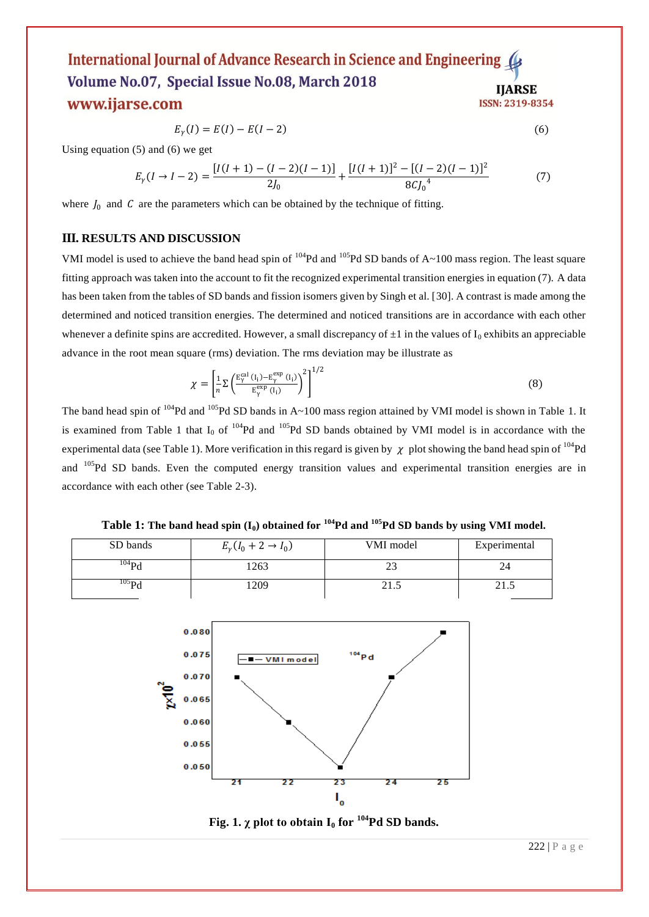$$E_\gamma(I) = E(I) - E(I-2) \tag{6}$$

Using equation (5) and (6) we get

$$E_\gamma(I \to I-2) = \frac{[I(I+1) - (I-2)(I-1)]}{2J_0} + \frac{[I(I+1)]^2 - [(I-2)(I-1)]^2}{8CJ_0{}^4} \tag{7}$$

where $J_0$ and $C$ are the parameters which can be obtained by the technique of fitting.

## III. RESULTS AND DISCUSSION

VMI model is used to achieve the band head spin of $^{104}$Pd and $^{105}$Pd SD bands of A~100 mass region. The least square fitting approach was taken into the account to fit the recognized experimental transition energies in equation (7). A data has been taken from the tables of SD bands and fission isomers given by Singh et al. [30]. A contrast is made among the determined and noticed transition energies. The determined and noticed transitions are in accordance with each other whenever a definite spins are accredited. However, a small discrepancy of ±1 in the values of $I_0$ exhibits an appreciable advance in the root mean square (rms) deviation. The rms deviation may be illustrate as

$$\chi = \left[\frac{1}{n}\Sigma\left(\frac{E_\gamma^{cal}(I_i) - E_\gamma^{exp}(I_i)}{E_\gamma^{exp}(I_i)}\right)^2\right]^{1/2} \tag{8}$$

The band head spin of $^{104}$Pd and $^{105}$Pd SD bands in A~100 mass region attained by VMI model is shown in Table 1. It is examined from Table 1 that $I_0$ of $^{104}$Pd and $^{105}$Pd SD bands obtained by VMI model is in accordance with the experimental data (see Table 1). More verification in this regard is given by $\chi$ plot showing the band head spin of $^{104}$Pd and $^{105}$Pd SD bands. Even the computed energy transition values and experimental transition energies are in accordance with each other (see Table 2-3).

**Table 1: The band head spin ($I_0$) obtained for $^{104}$Pd and $^{105}$Pd SD bands by using VMI model.**

| SD bands | $E_\gamma(I_0+2 \to I_0)$ | VMI model | Experimental |
|---|---|---|---|
| $^{104}$Pd | 1263 | 23 | 24 |
| $^{105}$Pd | 1209 | 21.5 | 21.5 |

**Fig. 1. $\chi$ plot to obtain $I_0$ for $^{104}$Pd SD bands.**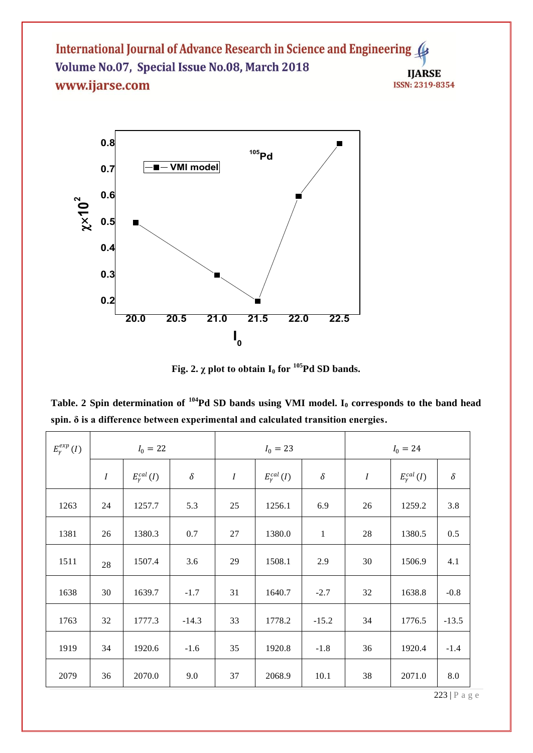Fig. 2. $\chi$ plot to obtain $I_0$ for [105]Pd SD bands.

Table. 2 Spin determination of [104]Pd SD bands using VMI model. $I_0$ corresponds to the band head spin. $\delta$ is a difference between experimental and calculated transition energies.

| $E_\gamma^{exp}(I)$ | $I_0 = 22$ | | | $I_0 = 23$ | | | $I_0 = 24$ | | |
|---|---|---|---|---|---|---|---|---|---|
| | $I$ | $E_\gamma^{cal}(I)$ | $\delta$ | $I$ | $E_\gamma^{cal}(I)$ | $\delta$ | $I$ | $E_\gamma^{cal}(I)$ | $\delta$ |
| 1263 | 24 | 1257.7 | 5.3 | 25 | 1256.1 | 6.9 | 26 | 1259.2 | 3.8 |
| 1381 | 26 | 1380.3 | 0.7 | 27 | 1380.0 | 1 | 28 | 1380.5 | 0.5 |
| 1511 | 28 | 1507.4 | 3.6 | 29 | 1508.1 | 2.9 | 30 | 1506.9 | 4.1 |
| 1638 | 30 | 1639.7 | -1.7 | 31 | 1640.7 | -2.7 | 32 | 1638.8 | -0.8 |
| 1763 | 32 | 1777.3 | -14.3 | 33 | 1778.2 | -15.2 | 34 | 1776.5 | -13.5 |
| 1919 | 34 | 1920.6 | -1.6 | 35 | 1920.8 | -1.8 | 36 | 1920.4 | -1.4 |
| 2079 | 36 | 2070.0 | 9.0 | 37 | 2068.9 | 10.1 | 38 | 2071.0 | 8.0 |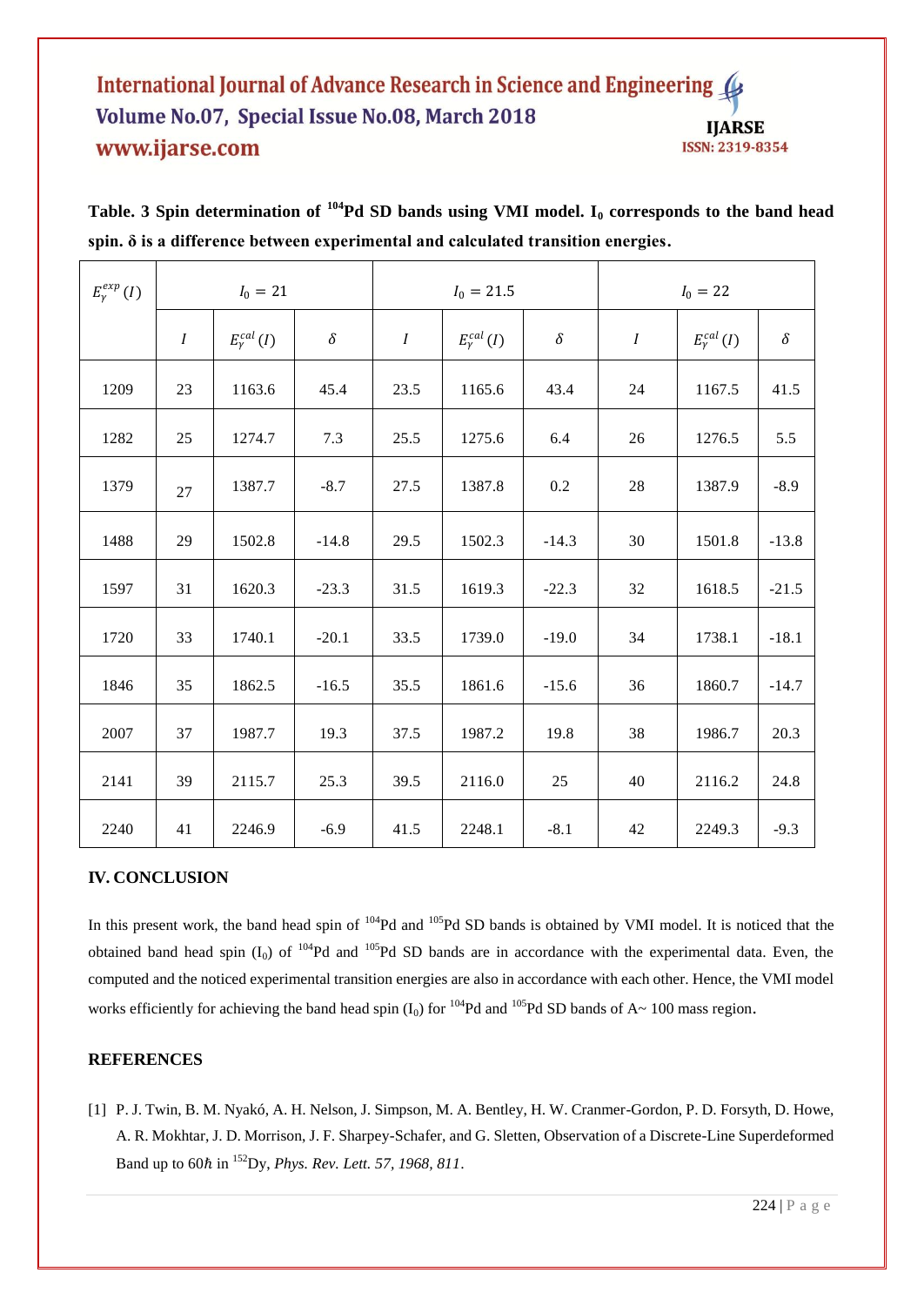**Table. 3 Spin determination of $^{104}$Pd SD bands using VMI model. $I_0$ corresponds to the band head spin. δ is a difference between experimental and calculated transition energies.**

| $E_\gamma^{exp}(I)$ | $I_0 = 21$ | | | $I_0 = 21.5$ | | | $I_0 = 22$ | | |
|---|---|---|---|---|---|---|---|---|---|
| | $I$ | $E_\gamma^{cal}(I)$ | $\delta$ | $I$ | $E_\gamma^{cal}(I)$ | $\delta$ | $I$ | $E_\gamma^{cal}(I)$ | $\delta$ |
| 1209 | 23 | 1163.6 | 45.4 | 23.5 | 1165.6 | 43.4 | 24 | 1167.5 | 41.5 |
| 1282 | 25 | 1274.7 | 7.3 | 25.5 | 1275.6 | 6.4 | 26 | 1276.5 | 5.5 |
| 1379 | 27 | 1387.7 | -8.7 | 27.5 | 1387.8 | 0.2 | 28 | 1387.9 | -8.9 |
| 1488 | 29 | 1502.8 | -14.8 | 29.5 | 1502.3 | -14.3 | 30 | 1501.8 | -13.8 |
| 1597 | 31 | 1620.3 | -23.3 | 31.5 | 1619.3 | -22.3 | 32 | 1618.5 | -21.5 |
| 1720 | 33 | 1740.1 | -20.1 | 33.5 | 1739.0 | -19.0 | 34 | 1738.1 | -18.1 |
| 1846 | 35 | 1862.5 | -16.5 | 35.5 | 1861.6 | -15.6 | 36 | 1860.7 | -14.7 |
| 2007 | 37 | 1987.7 | 19.3 | 37.5 | 1987.2 | 19.8 | 38 | 1986.7 | 20.3 |
| 2141 | 39 | 2115.7 | 25.3 | 39.5 | 2116.0 | 25 | 40 | 2116.2 | 24.8 |
| 2240 | 41 | 2246.9 | -6.9 | 41.5 | 2248.1 | -8.1 | 42 | 2249.3 | -9.3 |

## IV. CONCLUSION

In this present work, the band head spin of $^{104}$Pd and $^{105}$Pd SD bands is obtained by VMI model. It is noticed that the obtained band head spin ($I_0$) of $^{104}$Pd and $^{105}$Pd SD bands are in accordance with the experimental data. Even, the computed and the noticed experimental transition energies are also in accordance with each other. Hence, the VMI model works efficiently for achieving the band head spin ($I_0$) for $^{104}$Pd and $^{105}$Pd SD bands of A~ 100 mass region.

## REFERENCES

[1] P. J. Twin, B. M. Nyakó, A. H. Nelson, J. Simpson, M. A. Bentley, H. W. Cranmer-Gordon, P. D. Forsyth, D. Howe, A. R. Mokhtar, J. D. Morrison, J. F. Sharpey-Schafer, and G. Sletten, Observation of a Discrete-Line Superdeformed Band up to 60$\hbar$ in $^{152}$Dy, *Phys. Rev. Lett. 57, 1968, 811*.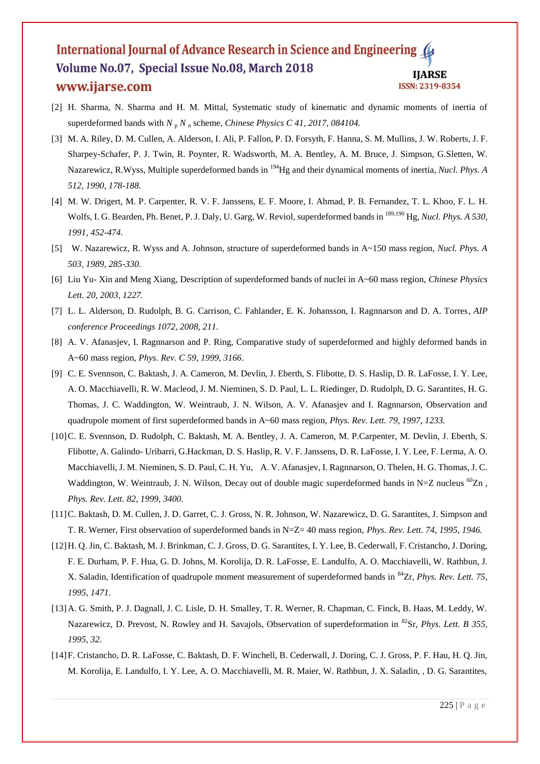[2] H. Sharma, N. Sharma and H. M. Mittal, Systematic study of kinematic and dynamic moments of inertia of superdeformed bands with $N_p N_n$ scheme, *Chinese Physics C 41, 2017, 084104.*

[3] M. A. Riley, D. M. Cullen, A. Alderson, I. Ali, P. Fallon, P. D. Forsyth, F. Hanna, S. M. Mullins, J. W. Roberts, J. F. Sharpey-Schafer, P. J. Twin, R. Poynter, R. Wadsworth, M. A. Bentley, A. M. Bruce, J. Simpson, G.Sletten, W. Nazarewicz, R.Wyss, Multiple superdeformed bands in $^{194}$Hg and their dynamical moments of inertia, *Nucl. Phys. A 512, 1990, 178-188.*

[4] M. W. Drigert, M. P. Carpenter, R. V. F. Janssens, E. F. Moore, I. Ahmad, P. B. Fernandez, T. L. Khoo, F. L. H. Wolfs, I. G. Bearden, Ph. Benet, P. J. Daly, U. Garg, W. Reviol, superdeformed bands in $^{189,190}$ Hg, *Nucl. Phys. A 530, 1991, 452-474.*

[5] W. Nazarewicz, R. Wyss and A. Johnson, structure of superdeformed bands in A~150 mass region, *Nucl. Phys. A 503, 1989, 285-330.*

[6] Liu Yu- Xin and Meng Xiang, Description of superdeformed bands of nuclei in A~60 mass region, *Chinese Physics Lett. 20, 2003, 1227.*

[7] L. L. Alderson, D. Rudolph, B. G. Carrison, C. Fahlander, E. K. Johansson, I. Ragnnarson and D. A. Torres, *AIP conference Proceedings 1072, 2008, 211.*

[8] A. V. Afanasjev, I. Ragnnarson and P. Ring, Comparative study of superdeformed and highly deformed bands in A~60 mass region, *Phys. Rev. C 59, 1999, 3166*.

[9] C. E. Svennson, C. Baktash, J. A. Cameron, M. Devlin, J. Eberth, S. Flibotte, D. S. Haslip, D. R. LaFosse, I. Y. Lee, A. O. Macchiavelli, R. W. Macleod, J. M. Nieminen, S. D. Paul, L. L. Riedinger, D. Rudolph, D. G. Sarantites, H. G. Thomas, J. C. Waddington, W. Weintraub, J. N. Wilson, A. V. Afanasjev and I. Ragnnarson, Observation and quadrupole moment of first superdeformed bands in A~60 mass region, *Phys. Rev. Lett. 79, 1997, 1233.*

[10] C. E. Svennson, D. Rudolph, C. Baktash, M. A. Bentley, J. A. Cameron, M. P.Carpenter, M. Devlin, J. Eberth, S. Flibotte, A. Galindo- Uribarri, G.Hackman, D. S. Haslip, R. V. F. Janssens, D. R. LaFosse, I. Y. Lee, F. Lerma, A. O. Macchiavelli, J. M. Nieminen, S. D. Paul, C. H. Yu, A. V. Afanasjev, I. Ragnnarson, O. Thelen, H. G. Thomas, J. C. Waddington, W. Weintraub, J. N. Wilson, Decay out of double magic superdeformed bands in N=Z nucleus $^{60}$Zn , *Phys. Rev. Lett. 82, 1999, 3400.*

[11] C. Baktash, D. M. Cullen, J. D. Garret, C. J. Gross, N. R. Johnson, W. Nazarewicz, D. G. Sarantites, J. Simpson and T. R. Werner, First observation of superdeformed bands in N=Z= 40 mass region, *Phys. Rev. Lett. 74, 1995, 1946.*

[12] H. Q. Jin, C. Baktash, M. J. Brinkman, C. J. Gross, D. G. Sarantites, I. Y. Lee, B. Cederwall, F. Cristancho, J. Doring, F. E. Durham, P. F. Hua, G. D. Johns, M. Korolija, D. R. LaFosse, E. Landulfo, A. O. Macchiavelli, W. Rathbun, J. X. Saladin, Identification of quadrupole moment measurement of superdeformed bands in $^{84}$Zr, *Phys. Rev. Lett. 75, 1995, 1471.*

[13] A. G. Smith, P. J. Dagnall, J. C. Lisle, D. H. Smalley, T. R. Werner, R. Chapman, C. Finck, B. Haas, M. Leddy, W. Nazarewicz, D. Prevost, N. Rowley and H. Savajols, Observation of superdeformation in $^{82}$Sr, *Phys. Lett. B 355, 1995, 32.*

[14] F. Cristancho, D. R. LaFosse, C. Baktash, D. F. Winchell, B. Cederwall, J. Doring, C. J. Gross, P. F. Hau, H. Q. Jin, M. Korolija, E. Landulfo, I. Y. Lee, A. O. Macchiavelli, M. R. Maier, W. Rathbun, J. X. Saladin, , D. G. Sarantites,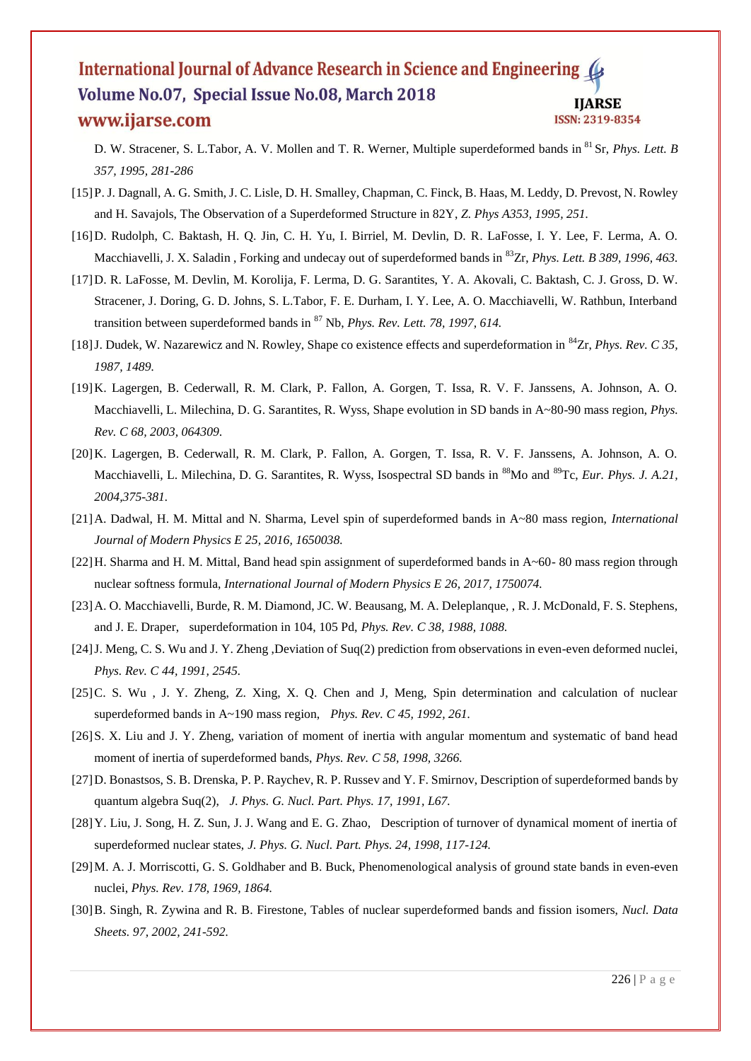D. W. Stracener, S. L.Tabor, A. V. Mollen and T. R. Werner, Multiple superdeformed bands in $^{81}$Sr, *Phys. Lett. B 357, 1995, 281-286*

[15] P. J. Dagnall, A. G. Smith, J. C. Lisle, D. H. Smalley, Chapman, C. Finck, B. Haas, M. Leddy, D. Prevost, N. Rowley and H. Savajols, The Observation of a Superdeformed Structure in 82Y, *Z. Phys A353, 1995, 251.*

[16] D. Rudolph, C. Baktash, H. Q. Jin, C. H. Yu, I. Birriel, M. Devlin, D. R. LaFosse, I. Y. Lee, F. Lerma, A. O. Macchiavelli, J. X. Saladin , Forking and undecay out of superdeformed bands in $^{83}$Zr, *Phys. Lett. B 389, 1996, 463.*

[17] D. R. LaFosse, M. Devlin, M. Korolija, F. Lerma, D. G. Sarantites, Y. A. Akovali, C. Baktash, C. J. Gross, D. W. Stracener, J. Doring, G. D. Johns, S. L.Tabor, F. E. Durham, I. Y. Lee, A. O. Macchiavelli, W. Rathbun, Interband transition between superdeformed bands in $^{87}$ Nb, *Phys. Rev. Lett. 78, 1997, 614.*

[18] J. Dudek, W. Nazarewicz and N. Rowley, Shape co existence effects and superdeformation in $^{84}$Zr, *Phys. Rev. C 35, 1987, 1489.*

[19] K. Lagergen, B. Cederwall, R. M. Clark, P. Fallon, A. Gorgen, T. Issa, R. V. F. Janssens, A. Johnson, A. O. Macchiavelli, L. Milechina, D. G. Sarantites, R. Wyss, Shape evolution in SD bands in A~80-90 mass region, *Phys. Rev. C 68, 2003, 064309.*

[20] K. Lagergen, B. Cederwall, R. M. Clark, P. Fallon, A. Gorgen, T. Issa, R. V. F. Janssens, A. Johnson, A. O. Macchiavelli, L. Milechina, D. G. Sarantites, R. Wyss, Isospectral SD bands in $^{88}$Mo and $^{89}$Tc, *Eur. Phys. J. A.21, 2004,375-381.*

[21] A. Dadwal, H. M. Mittal and N. Sharma, Level spin of superdeformed bands in A~80 mass region, *International Journal of Modern Physics E 25, 2016, 1650038.*

[22] H. Sharma and H. M. Mittal, Band head spin assignment of superdeformed bands in A~60- 80 mass region through nuclear softness formula, *International Journal of Modern Physics E 26, 2017, 1750074.*

[23] A. O. Macchiavelli, Burde, R. M. Diamond, JC. W. Beausang, M. A. Deleplanque, , R. J. McDonald, F. S. Stephens, and J. E. Draper, superdeformation in 104, 105 Pd, *Phys. Rev. C 38, 1988, 1088.*

[24] J. Meng, C. S. Wu and J. Y. Zheng ,Deviation of Suq(2) prediction from observations in even-even deformed nuclei, *Phys. Rev. C 44, 1991, 2545.*

[25] C. S. Wu , J. Y. Zheng, Z. Xing, X. Q. Chen and J, Meng, Spin determination and calculation of nuclear superdeformed bands in A~190 mass region, *Phys. Rev. C 45, 1992, 261.*

[26] S. X. Liu and J. Y. Zheng, variation of moment of inertia with angular momentum and systematic of band head moment of inertia of superdeformed bands, *Phys. Rev. C 58, 1998, 3266.*

[27] D. Bonastsos, S. B. Drenska, P. P. Raychev, R. P. Russev and Y. F. Smirnov, Description of superdeformed bands by quantum algebra Suq(2), *J. Phys. G. Nucl. Part. Phys. 17, 1991, L67.*

[28] Y. Liu, J. Song, H. Z. Sun, J. J. Wang and E. G. Zhao, Description of turnover of dynamical moment of inertia of superdeformed nuclear states, *J. Phys. G. Nucl. Part. Phys. 24, 1998, 117-124.*

[29] M. A. J. Morriscotti, G. S. Goldhaber and B. Buck, Phenomenological analysis of ground state bands in even-even nuclei, *Phys. Rev. 178, 1969, 1864.*

[30] B. Singh, R. Zywina and R. B. Firestone, Tables of nuclear superdeformed bands and fission isomers, *Nucl. Data Sheets. 97, 2002, 241-592.*